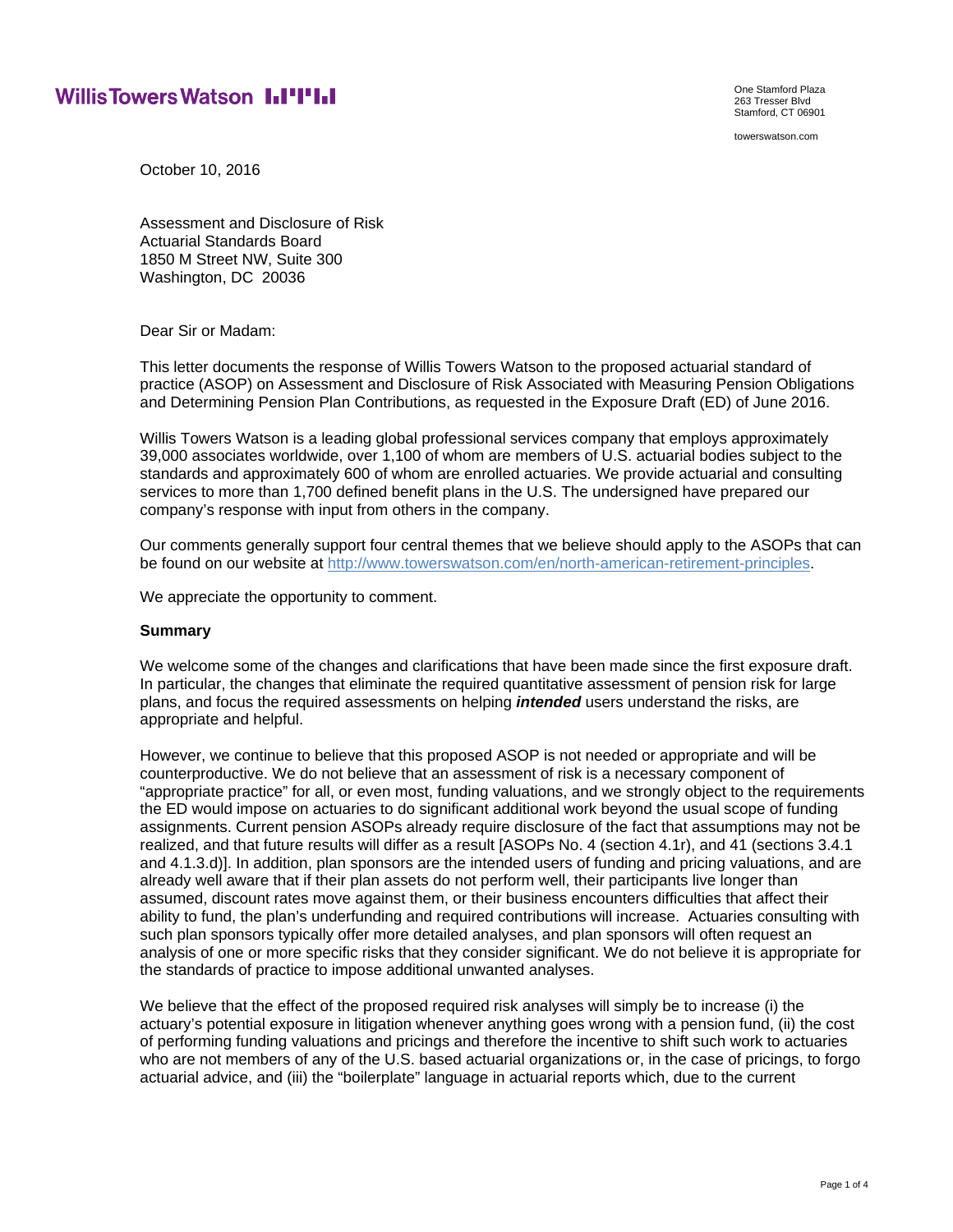Willis Towers Watson

One Stamford Plaza
263 Tresser Blvd
Stamford, CT 06901

towerswatson.com

October 10, 2016

Assessment and Disclosure of Risk
Actuarial Standards Board
1850 M Street NW, Suite 300
Washington, DC 20036

Dear Sir or Madam:

This letter documents the response of Willis Towers Watson to the proposed actuarial standard of practice (ASOP) on Assessment and Disclosure of Risk Associated with Measuring Pension Obligations and Determining Pension Plan Contributions, as requested in the Exposure Draft (ED) of June 2016.

Willis Towers Watson is a leading global professional services company that employs approximately 39,000 associates worldwide, over 1,100 of whom are members of U.S. actuarial bodies subject to the standards and approximately 600 of whom are enrolled actuaries. We provide actuarial and consulting services to more than 1,700 defined benefit plans in the U.S. The undersigned have prepared our company's response with input from others in the company.

Our comments generally support four central themes that we believe should apply to the ASOPs that can be found on our website at [http://www.towerswatson.com/en/north-american-retirement-principles](http://www.towerswatson.com/en/north-american-retirement-principles).

We appreciate the opportunity to comment.

**Summary**

We welcome some of the changes and clarifications that have been made since the first exposure draft. In particular, the changes that eliminate the required quantitative assessment of pension risk for large plans, and focus the required assessments on helping ***intended*** users understand the risks, are appropriate and helpful.

However, we continue to believe that this proposed ASOP is not needed or appropriate and will be counterproductive. We do not believe that an assessment of risk is a necessary component of "appropriate practice" for all, or even most, funding valuations, and we strongly object to the requirements the ED would impose on actuaries to do significant additional work beyond the usual scope of funding assignments. Current pension ASOPs already require disclosure of the fact that assumptions may not be realized, and that future results will differ as a result [ASOPs No. 4 (section 4.1r), and 41 (sections 3.4.1 and 4.1.3.d)]. In addition, plan sponsors are the intended users of funding and pricing valuations, and are already well aware that if their plan assets do not perform well, their participants live longer than assumed, discount rates move against them, or their business encounters difficulties that affect their ability to fund, the plan's underfunding and required contributions will increase. Actuaries consulting with such plan sponsors typically offer more detailed analyses, and plan sponsors will often request an analysis of one or more specific risks that they consider significant. We do not believe it is appropriate for the standards of practice to impose additional unwanted analyses.

We believe that the effect of the proposed required risk analyses will simply be to increase (i) the actuary's potential exposure in litigation whenever anything goes wrong with a pension fund, (ii) the cost of performing funding valuations and pricings and therefore the incentive to shift such work to actuaries who are not members of any of the U.S. based actuarial organizations or, in the case of pricings, to forgo actuarial advice, and (iii) the "boilerplate" language in actuarial reports which, due to the current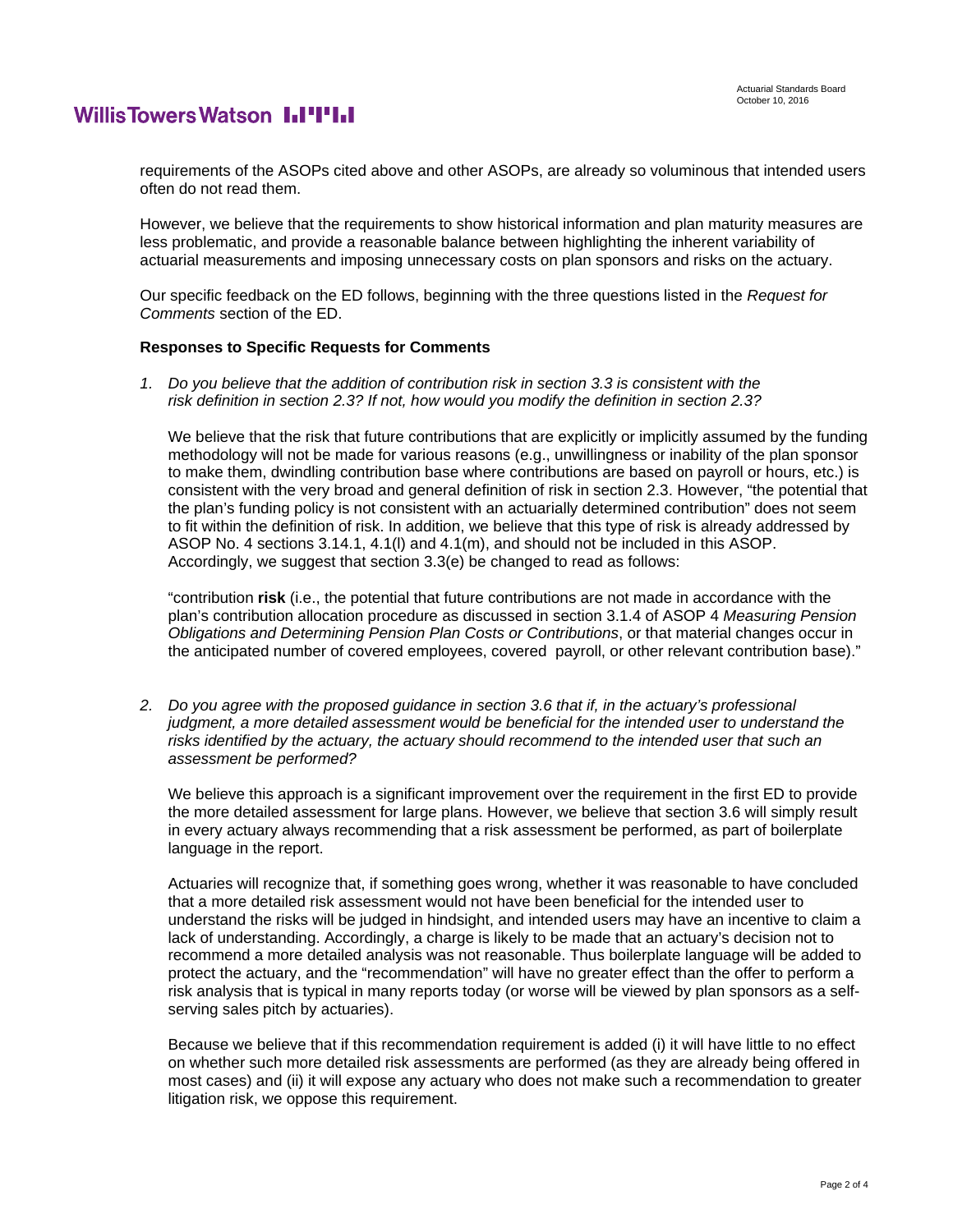requirements of the ASOPs cited above and other ASOPs, are already so voluminous that intended users often do not read them.

However, we believe that the requirements to show historical information and plan maturity measures are less problematic, and provide a reasonable balance between highlighting the inherent variability of actuarial measurements and imposing unnecessary costs on plan sponsors and risks on the actuary.

Our specific feedback on the ED follows, beginning with the three questions listed in the *Request for Comments* section of the ED.

**Responses to Specific Requests for Comments**

1. *Do you believe that the addition of contribution risk in section 3.3 is consistent with the risk definition in section 2.3? If not, how would you modify the definition in section 2.3?*

   We believe that the risk that future contributions that are explicitly or implicitly assumed by the funding methodology will not be made for various reasons (e.g., unwillingness or inability of the plan sponsor to make them, dwindling contribution base where contributions are based on payroll or hours, etc.) is consistent with the very broad and general definition of risk in section 2.3. However, "the potential that the plan's funding policy is not consistent with an actuarially determined contribution" does not seem to fit within the definition of risk. In addition, we believe that this type of risk is already addressed by ASOP No. 4 sections 3.14.1, 4.1(l) and 4.1(m), and should not be included in this ASOP. Accordingly, we suggest that section 3.3(e) be changed to read as follows:

   "contribution **risk** (i.e., the potential that future contributions are not made in accordance with the plan's contribution allocation procedure as discussed in section 3.1.4 of ASOP 4 *Measuring Pension Obligations and Determining Pension Plan Costs or Contributions*, or that material changes occur in the anticipated number of covered employees, covered payroll, or other relevant contribution base)."

2. *Do you agree with the proposed guidance in section 3.6 that if, in the actuary's professional judgment, a more detailed assessment would be beneficial for the intended user to understand the risks identified by the actuary, the actuary should recommend to the intended user that such an assessment be performed?*

   We believe this approach is a significant improvement over the requirement in the first ED to provide the more detailed assessment for large plans. However, we believe that section 3.6 will simply result in every actuary always recommending that a risk assessment be performed, as part of boilerplate language in the report.

   Actuaries will recognize that, if something goes wrong, whether it was reasonable to have concluded that a more detailed risk assessment would not have been beneficial for the intended user to understand the risks will be judged in hindsight, and intended users may have an incentive to claim a lack of understanding. Accordingly, a charge is likely to be made that an actuary's decision not to recommend a more detailed analysis was not reasonable. Thus boilerplate language will be added to protect the actuary, and the "recommendation" will have no greater effect than the offer to perform a risk analysis that is typical in many reports today (or worse will be viewed by plan sponsors as a self-serving sales pitch by actuaries).

   Because we believe that if this recommendation requirement is added (i) it will have little to no effect on whether such more detailed risk assessments are performed (as they are already being offered in most cases) and (ii) it will expose any actuary who does not make such a recommendation to greater litigation risk, we oppose this requirement.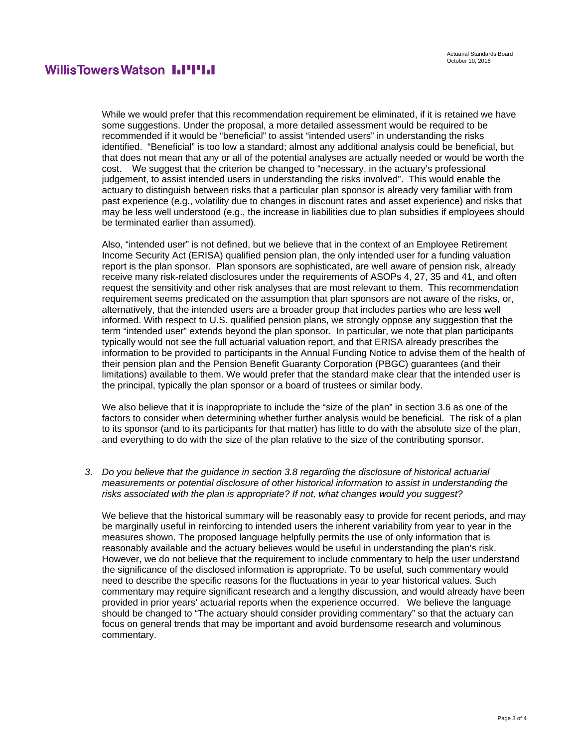While we would prefer that this recommendation requirement be eliminated, if it is retained we have some suggestions. Under the proposal, a more detailed assessment would be required to be recommended if it would be "beneficial" to assist "intended users" in understanding the risks identified. "Beneficial" is too low a standard; almost any additional analysis could be beneficial, but that does not mean that any or all of the potential analyses are actually needed or would be worth the cost. We suggest that the criterion be changed to "necessary, in the actuary's professional judgement, to assist intended users in understanding the risks involved". This would enable the actuary to distinguish between risks that a particular plan sponsor is already very familiar with from past experience (e.g., volatility due to changes in discount rates and asset experience) and risks that may be less well understood (e.g., the increase in liabilities due to plan subsidies if employees should be terminated earlier than assumed).

Also, "intended user" is not defined, but we believe that in the context of an Employee Retirement Income Security Act (ERISA) qualified pension plan, the only intended user for a funding valuation report is the plan sponsor. Plan sponsors are sophisticated, are well aware of pension risk, already receive many risk-related disclosures under the requirements of ASOPs 4, 27, 35 and 41, and often request the sensitivity and other risk analyses that are most relevant to them. This recommendation requirement seems predicated on the assumption that plan sponsors are not aware of the risks, or, alternatively, that the intended users are a broader group that includes parties who are less well informed. With respect to U.S. qualified pension plans, we strongly oppose any suggestion that the term "intended user" extends beyond the plan sponsor. In particular, we note that plan participants typically would not see the full actuarial valuation report, and that ERISA already prescribes the information to be provided to participants in the Annual Funding Notice to advise them of the health of their pension plan and the Pension Benefit Guaranty Corporation (PBGC) guarantees (and their limitations) available to them. We would prefer that the standard make clear that the intended user is the principal, typically the plan sponsor or a board of trustees or similar body.

We also believe that it is inappropriate to include the "size of the plan" in section 3.6 as one of the factors to consider when determining whether further analysis would be beneficial. The risk of a plan to its sponsor (and to its participants for that matter) has little to do with the absolute size of the plan, and everything to do with the size of the plan relative to the size of the contributing sponsor.

3. *Do you believe that the guidance in section 3.8 regarding the disclosure of historical actuarial measurements or potential disclosure of other historical information to assist in understanding the risks associated with the plan is appropriate? If not, what changes would you suggest?*

We believe that the historical summary will be reasonably easy to provide for recent periods, and may be marginally useful in reinforcing to intended users the inherent variability from year to year in the measures shown. The proposed language helpfully permits the use of only information that is reasonably available and the actuary believes would be useful in understanding the plan's risk. However, we do not believe that the requirement to include commentary to help the user understand the significance of the disclosed information is appropriate. To be useful, such commentary would need to describe the specific reasons for the fluctuations in year to year historical values. Such commentary may require significant research and a lengthy discussion, and would already have been provided in prior years' actuarial reports when the experience occurred. We believe the language should be changed to "The actuary should consider providing commentary" so that the actuary can focus on general trends that may be important and avoid burdensome research and voluminous commentary.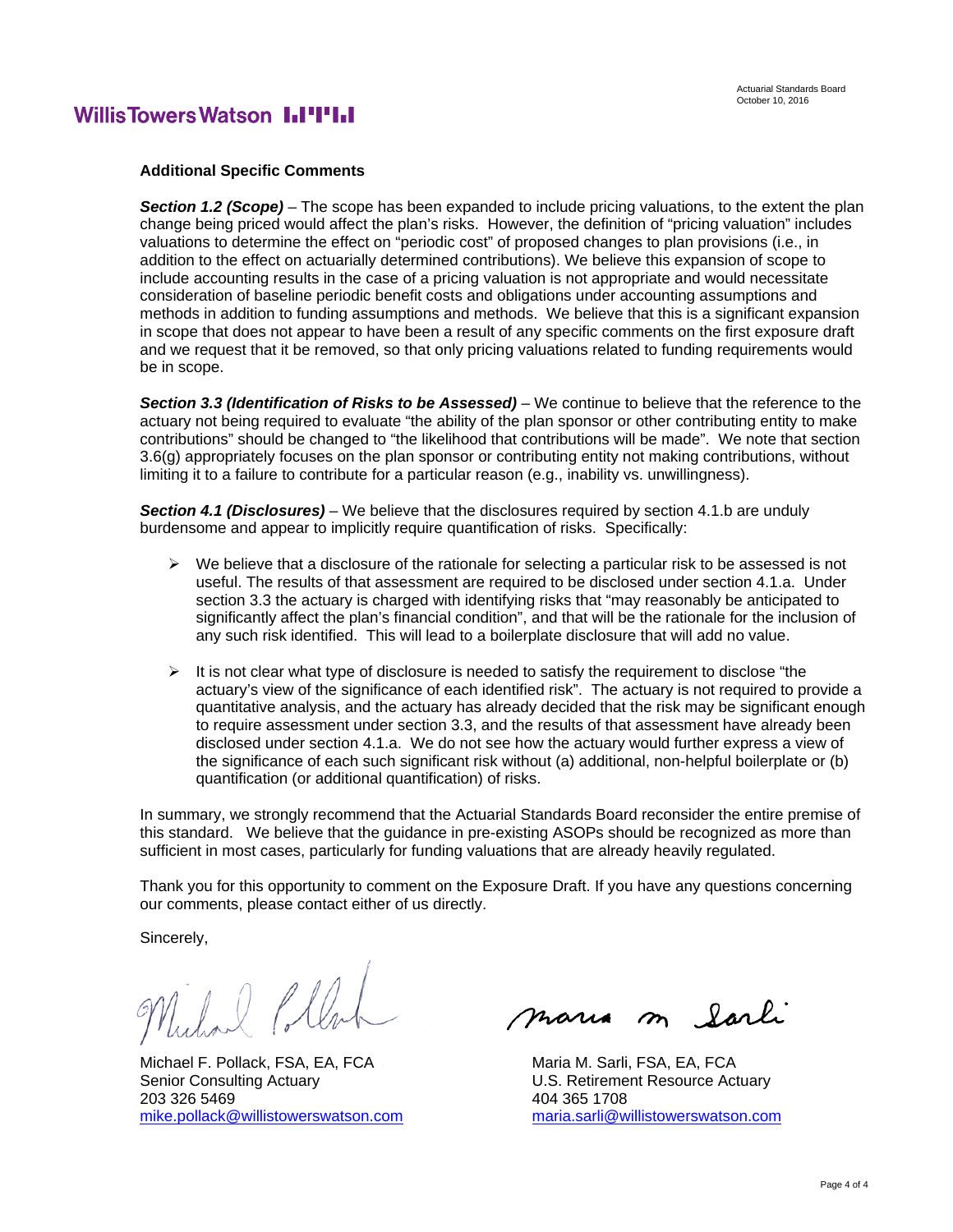**Additional Specific Comments**

***Section 1.2 (Scope)*** – The scope has been expanded to include pricing valuations, to the extent the plan change being priced would affect the plan's risks. However, the definition of "pricing valuation" includes valuations to determine the effect on "periodic cost" of proposed changes to plan provisions (i.e., in addition to the effect on actuarially determined contributions). We believe this expansion of scope to include accounting results in the case of a pricing valuation is not appropriate and would necessitate consideration of baseline periodic benefit costs and obligations under accounting assumptions and methods in addition to funding assumptions and methods. We believe that this is a significant expansion in scope that does not appear to have been a result of any specific comments on the first exposure draft and we request that it be removed, so that only pricing valuations related to funding requirements would be in scope.

***Section 3.3 (Identification of Risks to be Assessed)*** – We continue to believe that the reference to the actuary not being required to evaluate "the ability of the plan sponsor or other contributing entity to make contributions" should be changed to "the likelihood that contributions will be made". We note that section 3.6(g) appropriately focuses on the plan sponsor or contributing entity not making contributions, without limiting it to a failure to contribute for a particular reason (e.g., inability vs. unwillingness).

***Section 4.1 (Disclosures)*** – We believe that the disclosures required by section 4.1.b are unduly burdensome and appear to implicitly require quantification of risks. Specifically:

- We believe that a disclosure of the rationale for selecting a particular risk to be assessed is not useful. The results of that assessment are required to be disclosed under section 4.1.a. Under section 3.3 the actuary is charged with identifying risks that "may reasonably be anticipated to significantly affect the plan's financial condition", and that will be the rationale for the inclusion of any such risk identified. This will lead to a boilerplate disclosure that will add no value.

- It is not clear what type of disclosure is needed to satisfy the requirement to disclose "the actuary's view of the significance of each identified risk". The actuary is not required to provide a quantitative analysis, and the actuary has already decided that the risk may be significant enough to require assessment under section 3.3, and the results of that assessment have already been disclosed under section 4.1.a. We do not see how the actuary would further express a view of the significance of each such significant risk without (a) additional, non-helpful boilerplate or (b) quantification (or additional quantification) of risks.

In summary, we strongly recommend that the Actuarial Standards Board reconsider the entire premise of this standard. We believe that the guidance in pre-existing ASOPs should be recognized as more than sufficient in most cases, particularly for funding valuations that are already heavily regulated.

Thank you for this opportunity to comment on the Exposure Draft. If you have any questions concerning our comments, please contact either of us directly.

Sincerely,

Michael F. Pollack, FSA, EA, FCA
Senior Consulting Actuary
203 326 5469
mike.pollack@willistowerswatson.com

Maria M. Sarli, FSA, EA, FCA
U.S. Retirement Resource Actuary
404 365 1708
maria.sarli@willistowerswatson.com